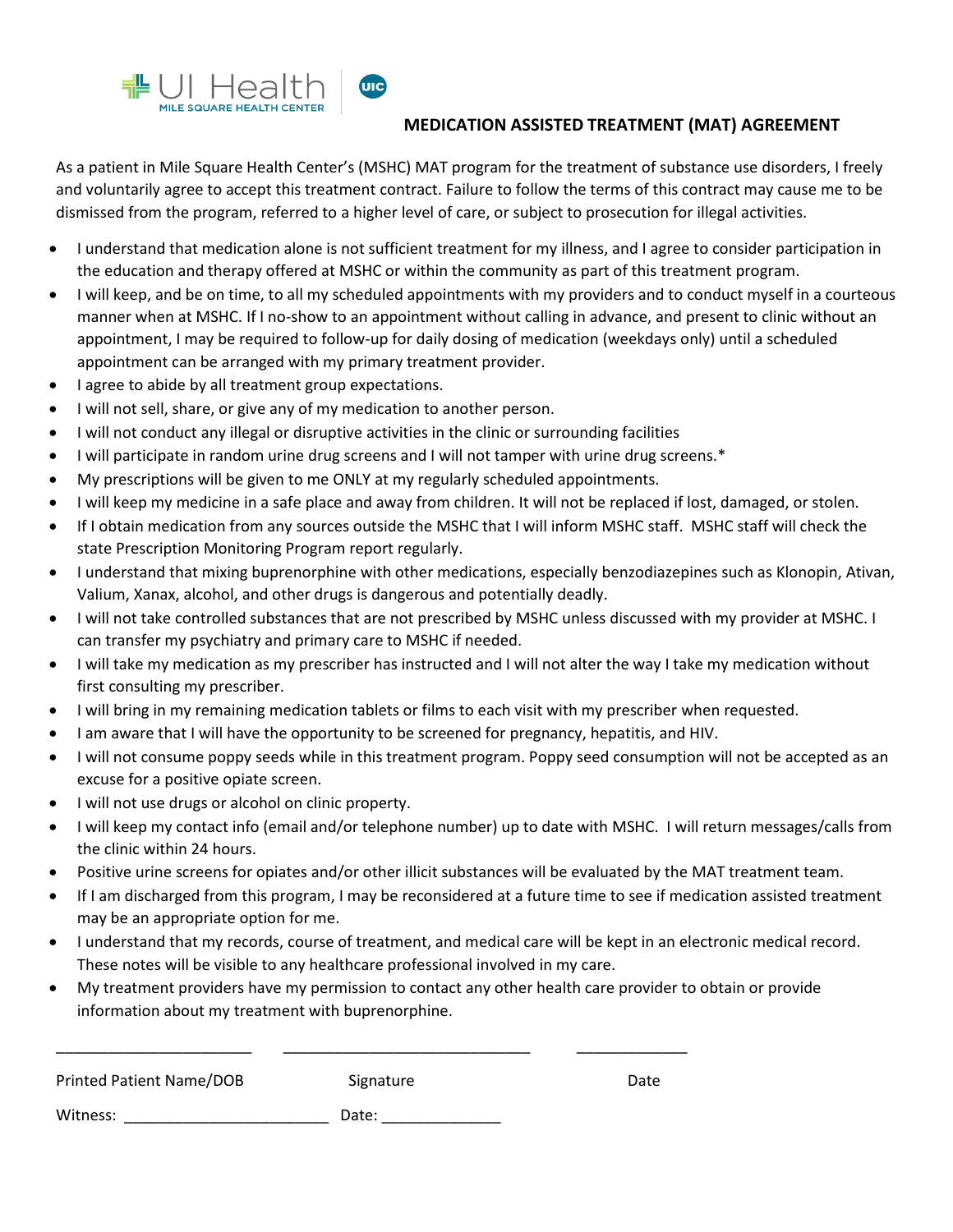UI Health
MILE SQUARE HEALTH CENTER

UIC

## MEDICATION ASSISTED TREATMENT (MAT) AGREEMENT

As a patient in Mile Square Health Center's (MSHC) MAT program for the treatment of substance use disorders, I freely and voluntarily agree to accept this treatment contract. Failure to follow the terms of this contract may cause me to be dismissed from the program, referred to a higher level of care, or subject to prosecution for illegal activities.

- I understand that medication alone is not sufficient treatment for my illness, and I agree to consider participation in the education and therapy offered at MSHC or within the community as part of this treatment program.
- I will keep, and be on time, to all my scheduled appointments with my providers and to conduct myself in a courteous manner when at MSHC. If I no-show to an appointment without calling in advance, and present to clinic without an appointment, I may be required to follow-up for daily dosing of medication (weekdays only) until a scheduled appointment can be arranged with my primary treatment provider.
- I agree to abide by all treatment group expectations.
- I will not sell, share, or give any of my medication to another person.
- I will not conduct any illegal or disruptive activities in the clinic or surrounding facilities
- I will participate in random urine drug screens and I will not tamper with urine drug screens.*
- My prescriptions will be given to me ONLY at my regularly scheduled appointments.
- I will keep my medicine in a safe place and away from children. It will not be replaced if lost, damaged, or stolen.
- If I obtain medication from any sources outside the MSHC that I will inform MSHC staff. MSHC staff will check the state Prescription Monitoring Program report regularly.
- I understand that mixing buprenorphine with other medications, especially benzodiazepines such as Klonopin, Ativan, Valium, Xanax, alcohol, and other drugs is dangerous and potentially deadly.
- I will not take controlled substances that are not prescribed by MSHC unless discussed with my provider at MSHC. I can transfer my psychiatry and primary care to MSHC if needed.
- I will take my medication as my prescriber has instructed and I will not alter the way I take my medication without first consulting my prescriber.
- I will bring in my remaining medication tablets or films to each visit with my prescriber when requested.
- I am aware that I will have the opportunity to be screened for pregnancy, hepatitis, and HIV.
- I will not consume poppy seeds while in this treatment program. Poppy seed consumption will not be accepted as an excuse for a positive opiate screen.
- I will not use drugs or alcohol on clinic property.
- I will keep my contact info (email and/or telephone number) up to date with MSHC. I will return messages/calls from the clinic within 24 hours.
- Positive urine screens for opiates and/or other illicit substances will be evaluated by the MAT treatment team.
- If I am discharged from this program, I may be reconsidered at a future time to see if medication assisted treatment may be an appropriate option for me.
- I understand that my records, course of treatment, and medical care will be kept in an electronic medical record. These notes will be visible to any healthcare professional involved in my care.
- My treatment providers have my permission to contact any other health care provider to obtain or provide information about my treatment with buprenorphine.

_______________________ _____________________________ _____________

Printed Patient Name/DOB Signature Date

Witness: ________________________ Date: ______________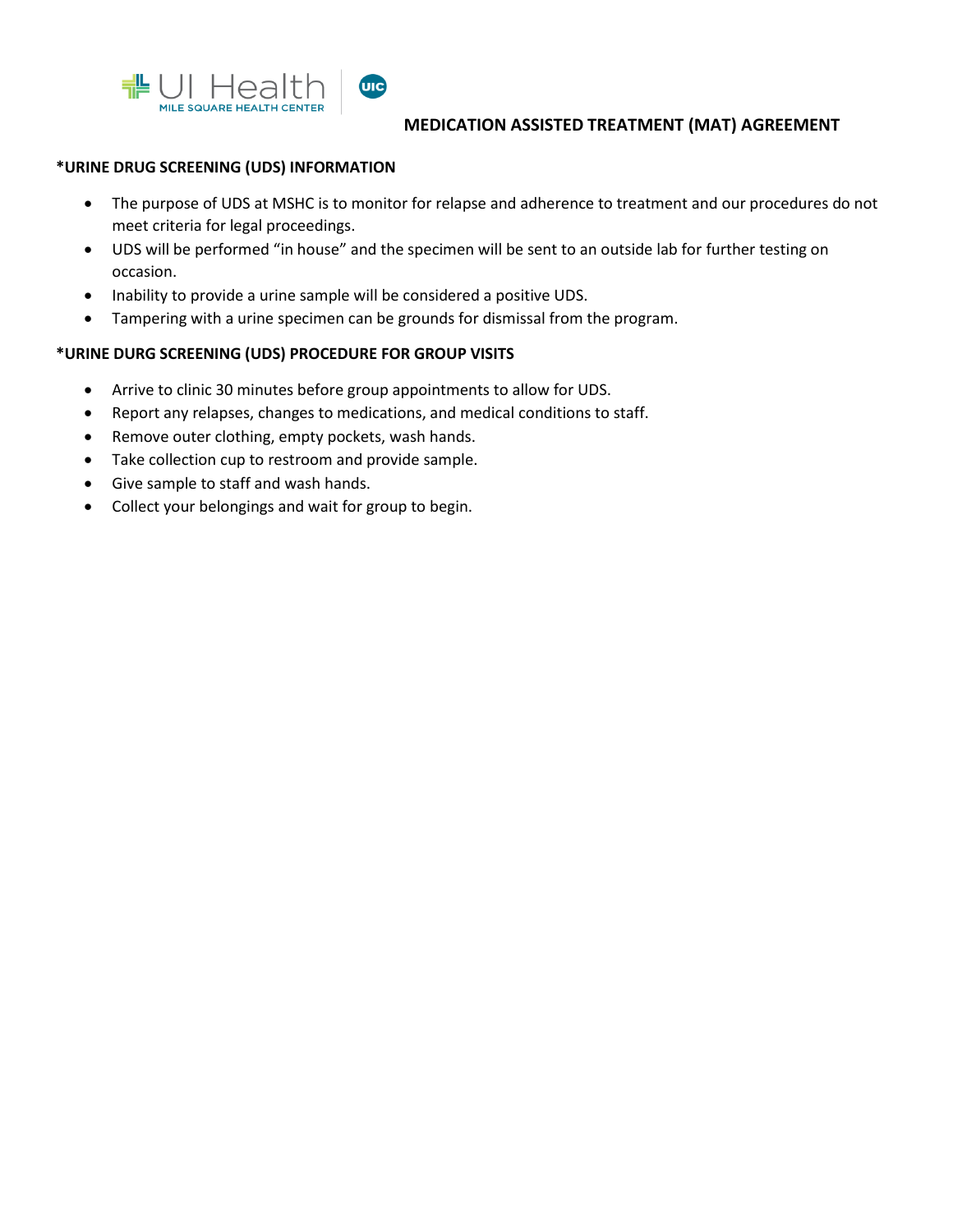UI Health MILE SQUARE HEALTH CENTER | UIC

## MEDICATION ASSISTED TREATMENT (MAT) AGREEMENT

**\*URINE DRUG SCREENING (UDS) INFORMATION**

- The purpose of UDS at MSHC is to monitor for relapse and adherence to treatment and our procedures do not meet criteria for legal proceedings.
- UDS will be performed "in house" and the specimen will be sent to an outside lab for further testing on occasion.
- Inability to provide a urine sample will be considered a positive UDS.
- Tampering with a urine specimen can be grounds for dismissal from the program.

**\*URINE DURG SCREENING (UDS) PROCEDURE FOR GROUP VISITS**

- Arrive to clinic 30 minutes before group appointments to allow for UDS.
- Report any relapses, changes to medications, and medical conditions to staff.
- Remove outer clothing, empty pockets, wash hands.
- Take collection cup to restroom and provide sample.
- Give sample to staff and wash hands.
- Collect your belongings and wait for group to begin.